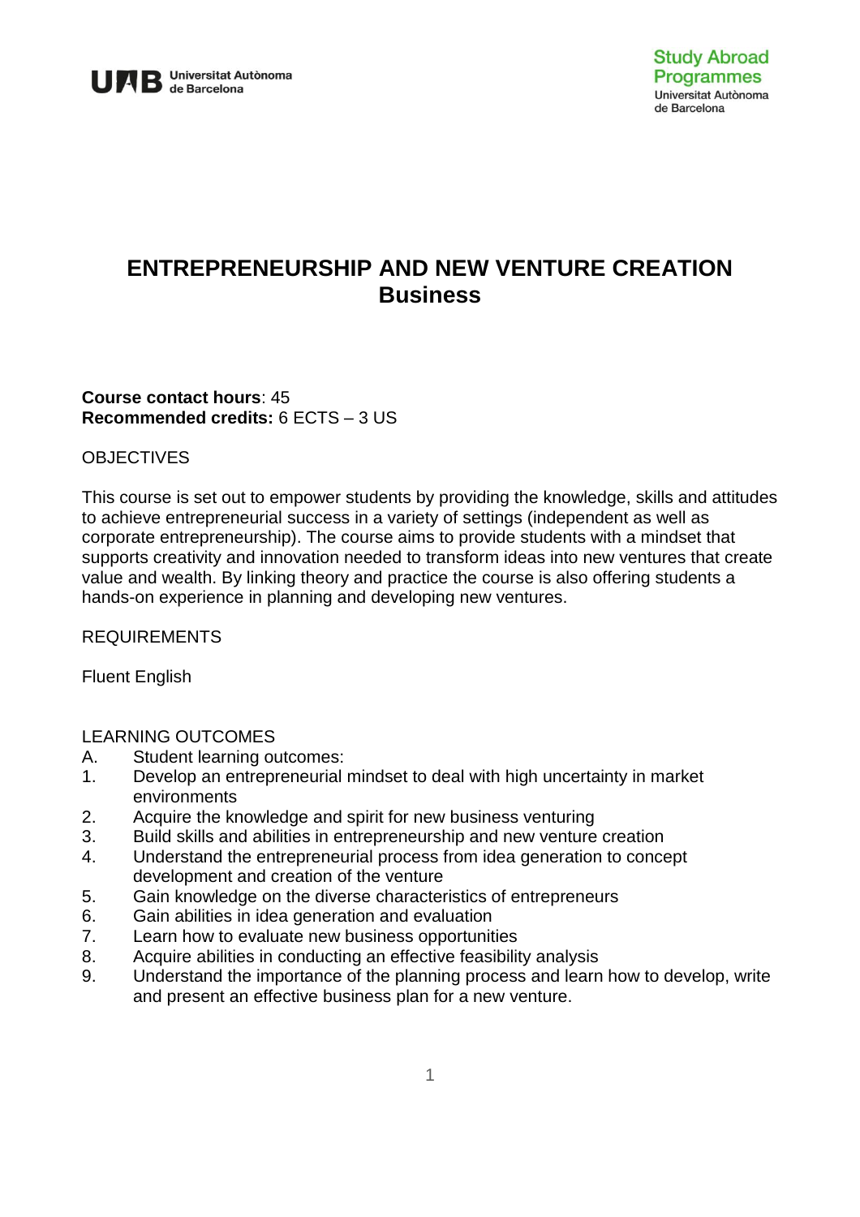# ENTREPRENEURSHIP AND NEW VENTURE CREATION
# Business

**Course contact hours**: 45
**Recommended credits:** 6 ECTS – 3 US

OBJECTIVES

This course is set out to empower students by providing the knowledge, skills and attitudes to achieve entrepreneurial success in a variety of settings (independent as well as corporate entrepreneurship). The course aims to provide students with a mindset that supports creativity and innovation needed to transform ideas into new ventures that create value and wealth. By linking theory and practice the course is also offering students a hands-on experience in planning and developing new ventures.

REQUIREMENTS

Fluent English

LEARNING OUTCOMES

A. Student learning outcomes:

1. Develop an entrepreneurial mindset to deal with high uncertainty in market environments
2. Acquire the knowledge and spirit for new business venturing
3. Build skills and abilities in entrepreneurship and new venture creation
4. Understand the entrepreneurial process from idea generation to concept development and creation of the venture
5. Gain knowledge on the diverse characteristics of entrepreneurs
6. Gain abilities in idea generation and evaluation
7. Learn how to evaluate new business opportunities
8. Acquire abilities in conducting an effective feasibility analysis
9. Understand the importance of the planning process and learn how to develop, write and present an effective business plan for a new venture.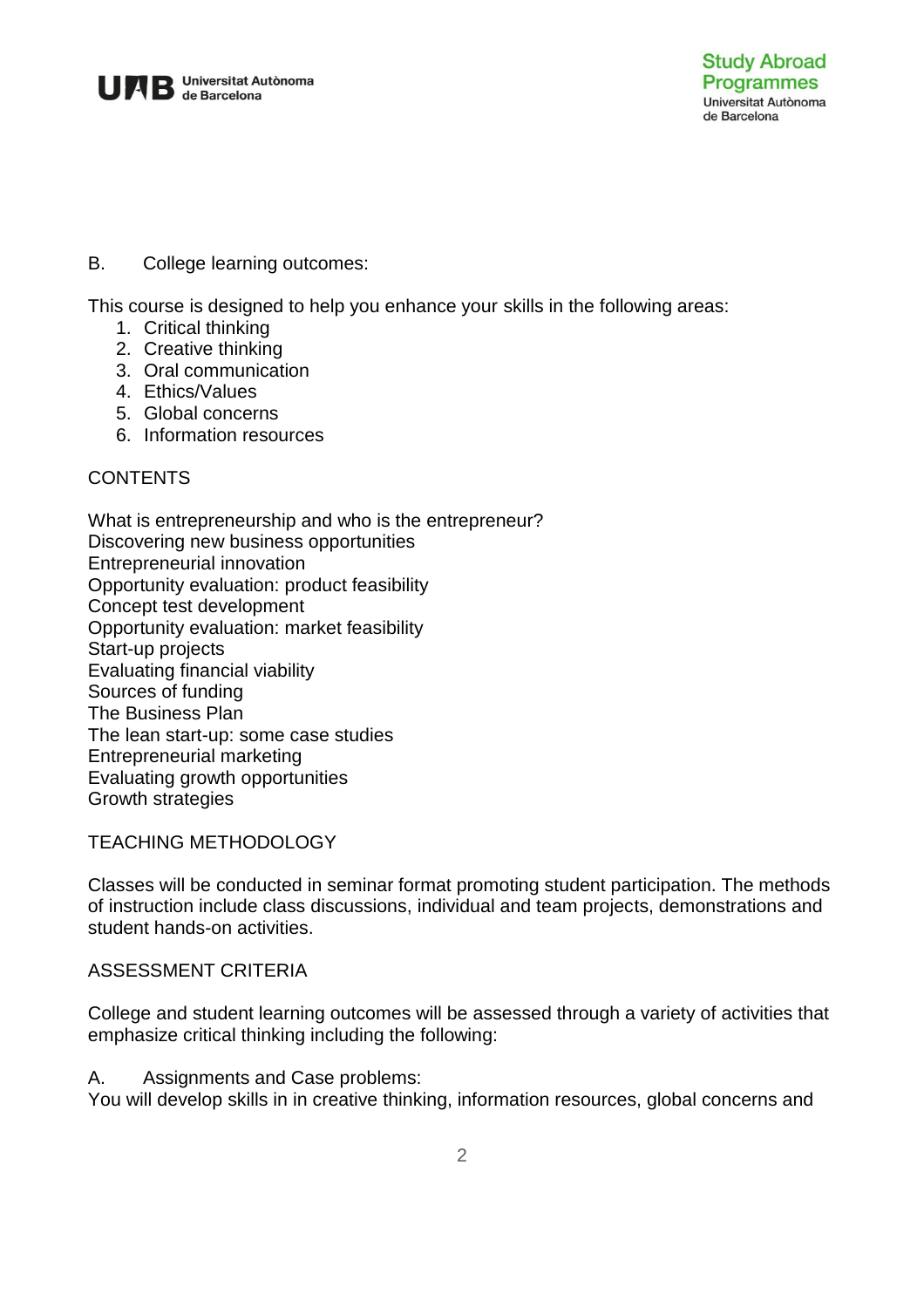B. College learning outcomes:

This course is designed to help you enhance your skills in the following areas:

1. Critical thinking
2. Creative thinking
3. Oral communication
4. Ethics/Values
5. Global concerns
6. Information resources

## CONTENTS

What is entrepreneurship and who is the entrepreneur?
Discovering new business opportunities
Entrepreneurial innovation
Opportunity evaluation: product feasibility
Concept test development
Opportunity evaluation: market feasibility
Start-up projects
Evaluating financial viability
Sources of funding
The Business Plan
The lean start-up: some case studies
Entrepreneurial marketing
Evaluating growth opportunities
Growth strategies

## TEACHING METHODOLOGY

Classes will be conducted in seminar format promoting student participation. The methods of instruction include class discussions, individual and team projects, demonstrations and student hands-on activities.

## ASSESSMENT CRITERIA

College and student learning outcomes will be assessed through a variety of activities that emphasize critical thinking including the following:

A. Assignments and Case problems:
You will develop skills in in creative thinking, information resources, global concerns and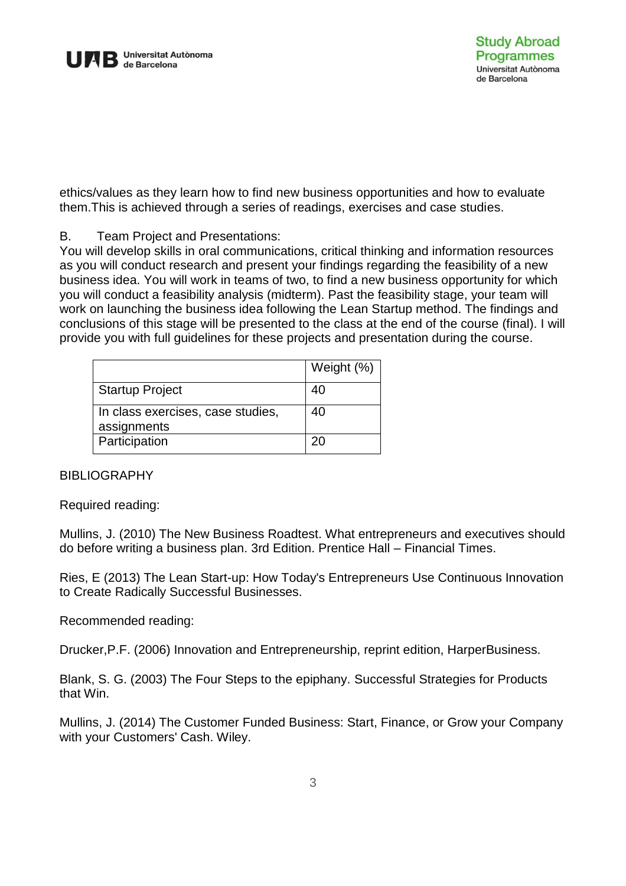ethics/values as they learn how to find new business opportunities and how to evaluate them.This is achieved through a series of readings, exercises and case studies.

B. Team Project and Presentations:

You will develop skills in oral communications, critical thinking and information resources as you will conduct research and present your findings regarding the feasibility of a new business idea. You will work in teams of two, to find a new business opportunity for which you will conduct a feasibility analysis (midterm). Past the feasibility stage, your team will work on launching the business idea following the Lean Startup method. The findings and conclusions of this stage will be presented to the class at the end of the course (final). I will provide you with full guidelines for these projects and presentation during the course.

| | Weight (%) |
|---|---|
| Startup Project | 40 |
| In class exercises, case studies, assignments | 40 |
| Participation | 20 |

BIBLIOGRAPHY

Required reading:

Mullins, J. (2010) The New Business Roadtest. What entrepreneurs and executives should do before writing a business plan. 3rd Edition. Prentice Hall – Financial Times.

Ries, E (2013) The Lean Start-up: How Today's Entrepreneurs Use Continuous Innovation to Create Radically Successful Businesses.

Recommended reading:

Drucker,P.F. (2006) Innovation and Entrepreneurship, reprint edition, HarperBusiness.

Blank, S. G. (2003) The Four Steps to the epiphany. Successful Strategies for Products that Win.

Mullins, J. (2014) The Customer Funded Business: Start, Finance, or Grow your Company with your Customers' Cash. Wiley.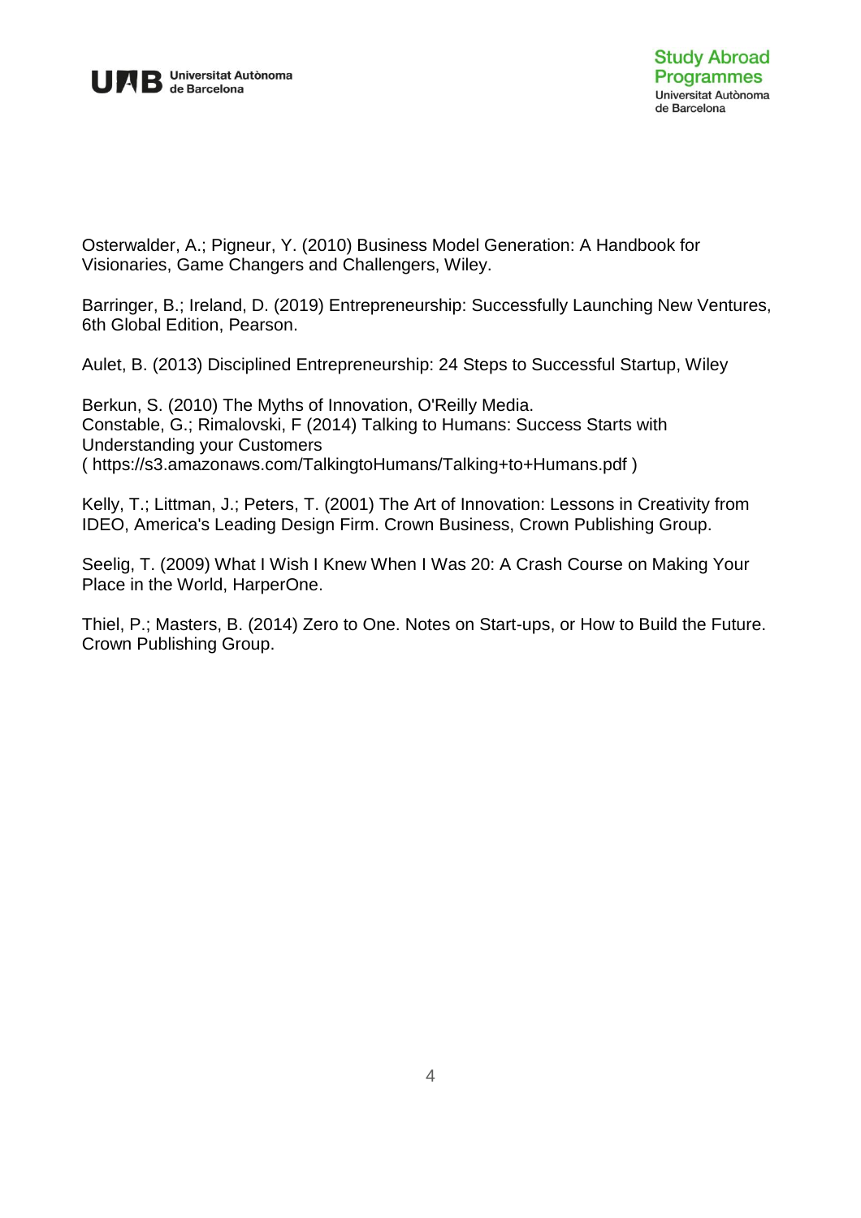Osterwalder, A.; Pigneur, Y. (2010) Business Model Generation: A Handbook for Visionaries, Game Changers and Challengers, Wiley.

Barringer, B.; Ireland, D. (2019) Entrepreneurship: Successfully Launching New Ventures, 6th Global Edition, Pearson.

Aulet, B. (2013) Disciplined Entrepreneurship: 24 Steps to Successful Startup, Wiley

Berkun, S. (2010) The Myths of Innovation, O'Reilly Media.
Constable, G.; Rimalovski, F (2014) Talking to Humans: Success Starts with Understanding your Customers
( https://s3.amazonaws.com/TalkingtoHumans/Talking+to+Humans.pdf )

Kelly, T.; Littman, J.; Peters, T. (2001) The Art of Innovation: Lessons in Creativity from IDEO, America's Leading Design Firm. Crown Business, Crown Publishing Group.

Seelig, T. (2009) What I Wish I Knew When I Was 20: A Crash Course on Making Your Place in the World, HarperOne.

Thiel, P.; Masters, B. (2014) Zero to One. Notes on Start-ups, or How to Build the Future. Crown Publishing Group.